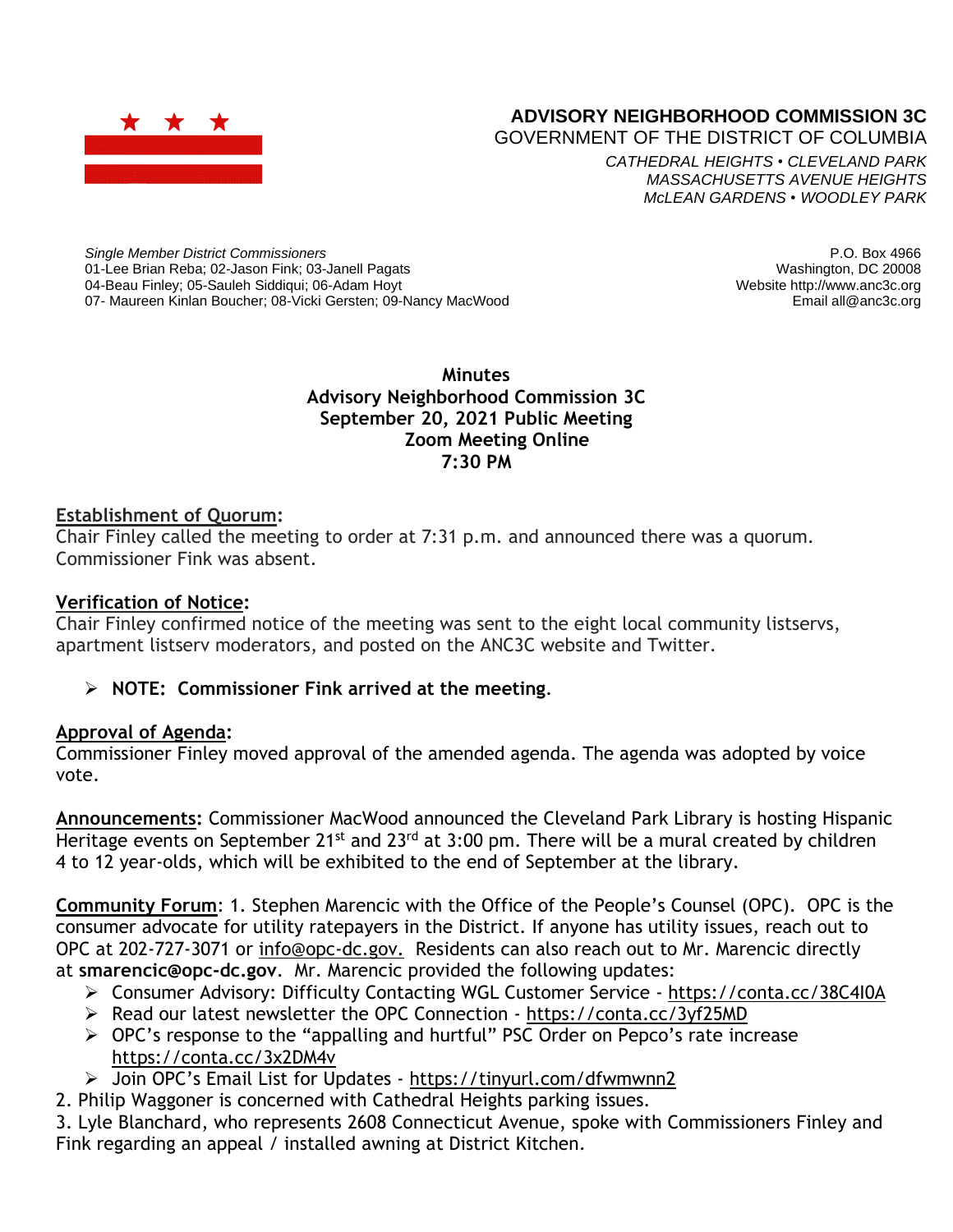**ADVISORY NEIGHBORHOOD COMMISSION 3C**
GOVERNMENT OF THE DISTRICT OF COLUMBIA

*CATHEDRAL HEIGHTS • CLEVELAND PARK*
*MASSACHUSETTS AVENUE HEIGHTS*
*McLEAN GARDENS • WOODLEY PARK*

*Single Member District Commissioners*
01-Lee Brian Reba; 02-Jason Fink; 03-Janell Pagats
04-Beau Finley; 05-Sauleh Siddiqui; 06-Adam Hoyt
07- Maureen Kinlan Boucher; 08-Vicki Gersten; 09-Nancy MacWood

P.O. Box 4966
Washington, DC 20008
Website http://www.anc3c.org
Email all@anc3c.org

**Minutes**
**Advisory Neighborhood Commission 3C**
**September 20, 2021 Public Meeting**
**Zoom Meeting Online**
**7:30 PM**

**Establishment of Quorum:**
Chair Finley called the meeting to order at 7:31 p.m. and announced there was a quorum. Commissioner Fink was absent.

**Verification of Notice:**
Chair Finley confirmed notice of the meeting was sent to the eight local community listservs, apartment listserv moderators, and posted on the ANC3C website and Twitter.

- **NOTE: Commissioner Fink arrived at the meeting**.

**Approval of Agenda:**
Commissioner Finley moved approval of the amended agenda. The agenda was adopted by voice vote.

**Announcements:** Commissioner MacWood announced the Cleveland Park Library is hosting Hispanic Heritage events on September 21st and 23rd at 3:00 pm. There will be a mural created by children 4 to 12 year-olds, which will be exhibited to the end of September at the library.

**Community Forum**: 1. Stephen Marencic with the Office of the People's Counsel (OPC). OPC is the consumer advocate for utility ratepayers in the District. If anyone has utility issues, reach out to OPC at 202-727-3071 or info@opc-dc.gov. Residents can also reach out to Mr. Marencic directly at **smarencic@opc-dc.gov**. Mr. Marencic provided the following updates:

- Consumer Advisory: Difficulty Contacting WGL Customer Service - https://conta.cc/38C4I0A
- Read our latest newsletter the OPC Connection - https://conta.cc/3yf25MD
- OPC's response to the "appalling and hurtful" PSC Order on Pepco's rate increase https://conta.cc/3x2DM4v
- Join OPC's Email List for Updates - https://tinyurl.com/dfwmwnn2

2. Philip Waggoner is concerned with Cathedral Heights parking issues.
3. Lyle Blanchard, who represents 2608 Connecticut Avenue, spoke with Commissioners Finley and Fink regarding an appeal / installed awning at District Kitchen.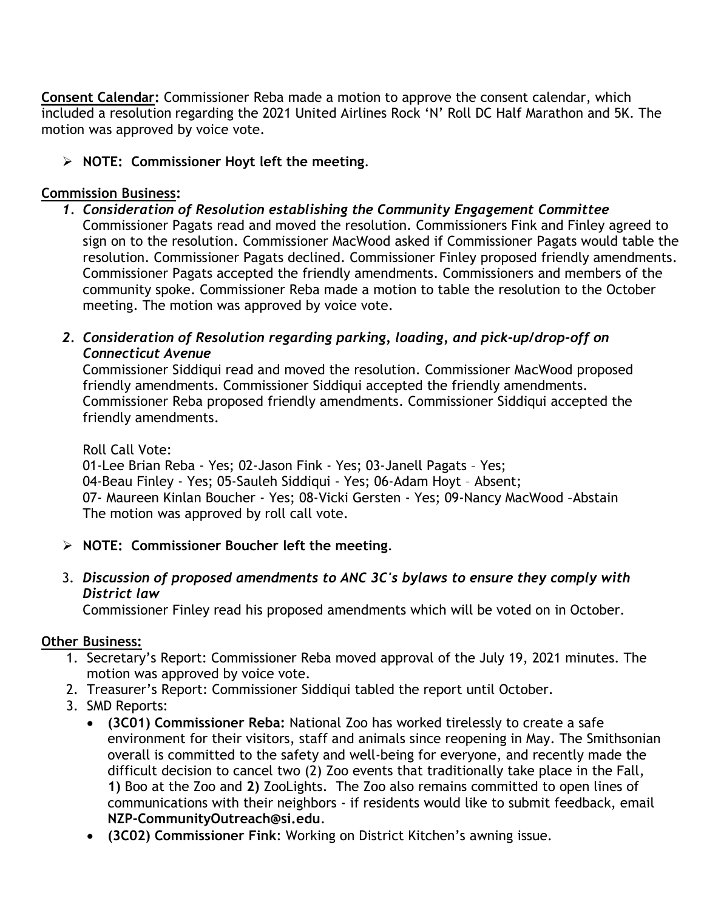**Consent Calendar:** Commissioner Reba made a motion to approve the consent calendar, which included a resolution regarding the 2021 United Airlines Rock 'N' Roll DC Half Marathon and 5K. The motion was approved by voice vote.

- **NOTE: Commissioner Hoyt left the meeting**.

**Commission Business:**

1. ***Consideration of Resolution establishing the Community Engagement Committee***
   Commissioner Pagats read and moved the resolution. Commissioners Fink and Finley agreed to sign on to the resolution. Commissioner MacWood asked if Commissioner Pagats would table the resolution. Commissioner Pagats declined. Commissioner Finley proposed friendly amendments. Commissioner Pagats accepted the friendly amendments. Commissioners and members of the community spoke. Commissioner Reba made a motion to table the resolution to the October meeting. The motion was approved by voice vote.

2. ***Consideration of Resolution regarding parking, loading, and pick-up/drop-off on Connecticut Avenue***
   Commissioner Siddiqui read and moved the resolution. Commissioner MacWood proposed friendly amendments. Commissioner Siddiqui accepted the friendly amendments. Commissioner Reba proposed friendly amendments. Commissioner Siddiqui accepted the friendly amendments.

   Roll Call Vote:
   01-Lee Brian Reba - Yes; 02-Jason Fink - Yes; 03-Janell Pagats – Yes;
   04-Beau Finley - Yes; 05-Sauleh Siddiqui - Yes; 06-Adam Hoyt – Absent;
   07- Maureen Kinlan Boucher - Yes; 08-Vicki Gersten - Yes; 09-Nancy MacWood –Abstain
   The motion was approved by roll call vote.

- **NOTE: Commissioner Boucher left the meeting**.

3. ***Discussion of proposed amendments to ANC 3C's bylaws to ensure they comply with District law***
   Commissioner Finley read his proposed amendments which will be voted on in October.

**Other Business:**

1. Secretary's Report: Commissioner Reba moved approval of the July 19, 2021 minutes. The motion was approved by voice vote.
2. Treasurer's Report: Commissioner Siddiqui tabled the report until October.
3. SMD Reports:
   - **(3C01) Commissioner Reba:** National Zoo has worked tirelessly to create a safe environment for their visitors, staff and animals since reopening in May. The Smithsonian overall is committed to the safety and well-being for everyone, and recently made the difficult decision to cancel two (2) Zoo events that traditionally take place in the Fall, **1)** Boo at the Zoo and **2)** ZooLights. The Zoo also remains committed to open lines of communications with their neighbors - if residents would like to submit feedback, email **NZP-CommunityOutreach@si.edu**.
   - **(3C02) Commissioner Fink**: Working on District Kitchen's awning issue.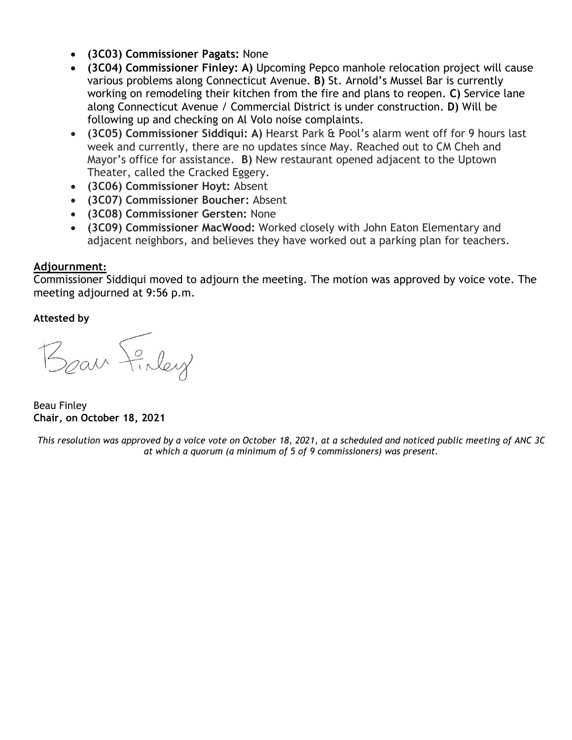- **(3C03) Commissioner Pagats:** None
- **(3C04) Commissioner Finley: A)** Upcoming Pepco manhole relocation project will cause various problems along Connecticut Avenue. **B)** St. Arnold's Mussel Bar is currently working on remodeling their kitchen from the fire and plans to reopen. **C)** Service lane along Connecticut Avenue / Commercial District is under construction. **D)** Will be following up and checking on Al Volo noise complaints.
- **(3C05) Commissioner Siddiqui: A)** Hearst Park & Pool's alarm went off for 9 hours last week and currently, there are no updates since May. Reached out to CM Cheh and Mayor's office for assistance. **B)** New restaurant opened adjacent to the Uptown Theater, called the Cracked Eggery.
- **(3C06) Commissioner Hoyt:** Absent
- **(3C07) Commissioner Boucher:** Absent
- **(3C08) Commissioner Gersten:** None
- **(3C09) Commissioner MacWood:** Worked closely with John Eaton Elementary and adjacent neighbors, and believes they have worked out a parking plan for teachers.

## Adjournment:

Commissioner Siddiqui moved to adjourn the meeting. The motion was approved by voice vote. The meeting adjourned at 9:56 p.m.

**Attested by**

Beau Finley

Beau Finley
**Chair, on October 18, 2021**

*This resolution was approved by a voice vote on October 18, 2021, at a scheduled and noticed public meeting of ANC 3C at which a quorum (a minimum of 5 of 9 commissioners) was present.*